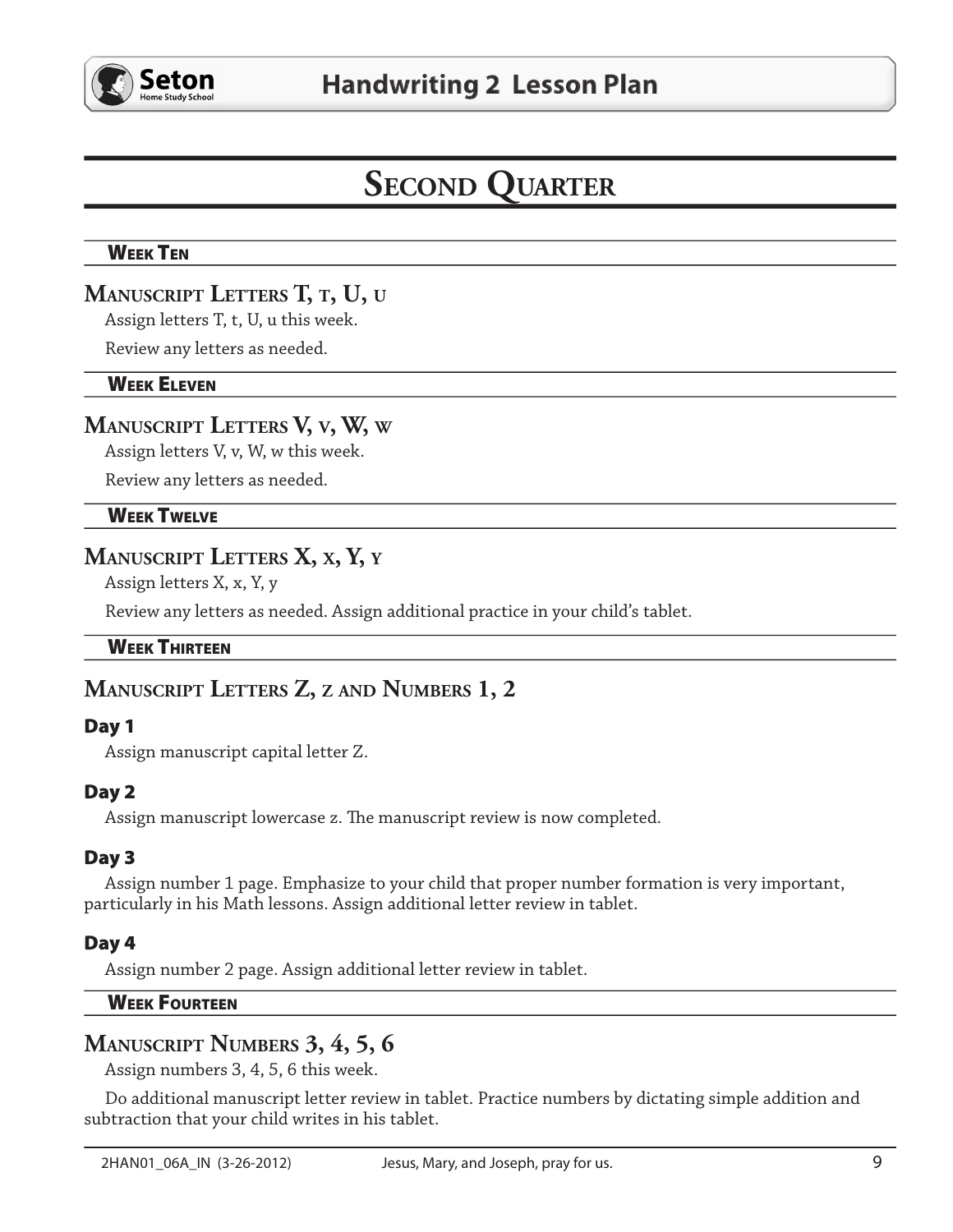# Second Quarter

### Week Ten

## Manuscript Letters T, t, U, u

Assign letters T, t, U, u this week.

Review any letters as needed.

### Week Eleven

## Manuscript Letters V, v, W, w

Assign letters V, v, W, w this week.

Review any letters as needed.

### Week Twelve

## Manuscript Letters X, x, Y, y

Assign letters X, x, Y, y

Review any letters as needed. Assign additional practice in your child's tablet.

### Week Thirteen

## Manuscript Letters Z, z and Numbers 1, 2

### Day 1

Assign manuscript capital letter Z.

### Day 2

Assign manuscript lowercase z. The manuscript review is now completed.

### Day 3

Assign number 1 page. Emphasize to your child that proper number formation is very important, particularly in his Math lessons. Assign additional letter review in tablet.

### Day 4

Assign number 2 page. Assign additional letter review in tablet.

### Week Fourteen

## Manuscript Numbers 3, 4, 5, 6

Assign numbers 3, 4, 5, 6 this week.

Do additional manuscript letter review in tablet. Practice numbers by dictating simple addition and subtraction that your child writes in his tablet.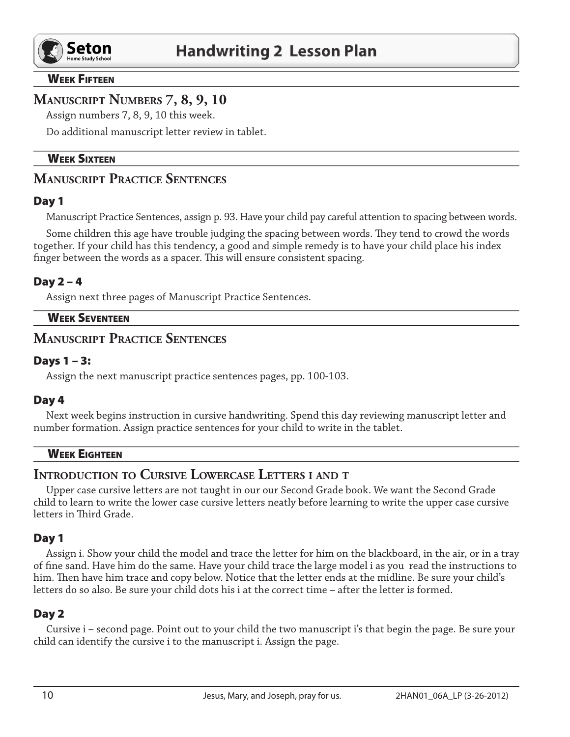## Week Fifteen

### Manuscript Numbers 7, 8, 9, 10

Assign numbers 7, 8, 9, 10 this week.

Do additional manuscript letter review in tablet.

## Week Sixteen

### Manuscript Practice Sentences

#### Day 1

Manuscript Practice Sentences, assign p. 93. Have your child pay careful attention to spacing between words.

Some children this age have trouble judging the spacing between words. They tend to crowd the words together. If your child has this tendency, a good and simple remedy is to have your child place his index finger between the words as a spacer. This will ensure consistent spacing.

#### Day 2 – 4

Assign next three pages of Manuscript Practice Sentences.

## Week Seventeen

### Manuscript Practice Sentences

#### Days 1 – 3:

Assign the next manuscript practice sentences pages, pp. 100-103.

#### Day 4

Next week begins instruction in cursive handwriting. Spend this day reviewing manuscript letter and number formation. Assign practice sentences for your child to write in the tablet.

## Week Eighteen

### Introduction to Cursive Lowercase Letters i and t

Upper case cursive letters are not taught in our our Second Grade book. We want the Second Grade child to learn to write the lower case cursive letters neatly before learning to write the upper case cursive letters in Third Grade.

#### Day 1

Assign i. Show your child the model and trace the letter for him on the blackboard, in the air, or in a tray of fine sand. Have him do the same. Have your child trace the large model i as you read the instructions to him. Then have him trace and copy below. Notice that the letter ends at the midline. Be sure your child's letters do so also. Be sure your child dots his i at the correct time – after the letter is formed.

#### Day 2

Cursive i – second page. Point out to your child the two manuscript i's that begin the page. Be sure your child can identify the cursive i to the manuscript i. Assign the page.